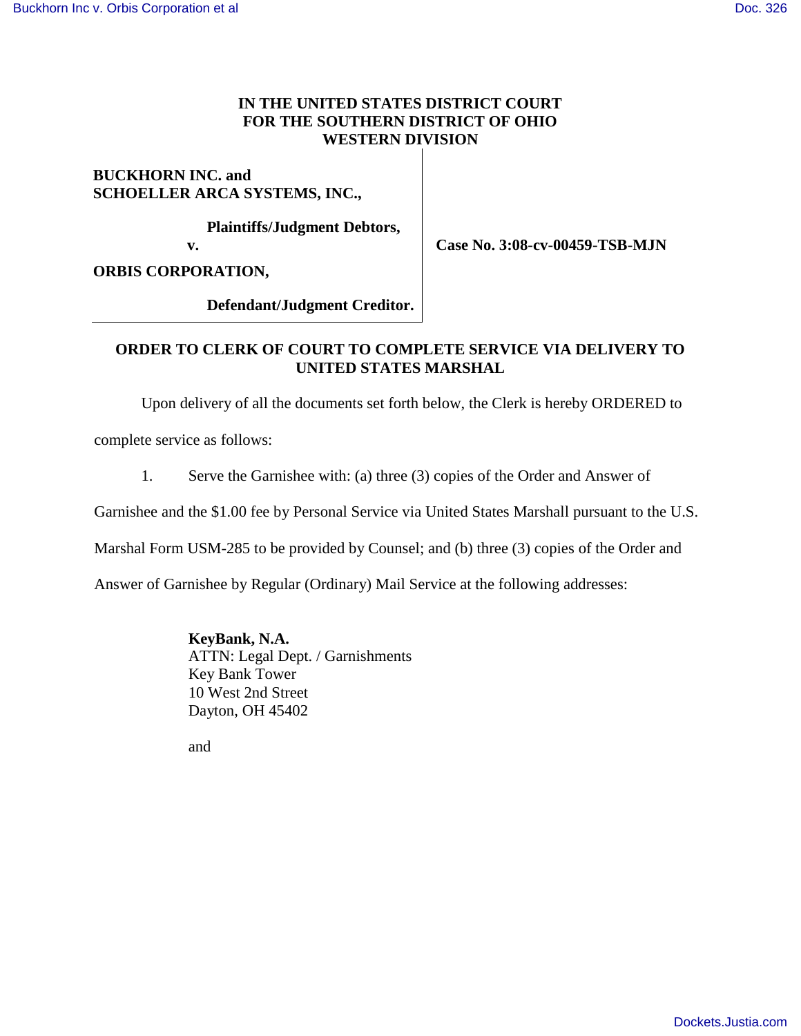**IN THE UNITED STATES DISTRICT COURT**
**FOR THE SOUTHERN DISTRICT OF OHIO**
**WESTERN DIVISION**

**BUCKHORN INC. and**
**SCHOELLER ARCA SYSTEMS, INC.,**

**Plaintiffs/Judgment Debtors,**

**v.**

**ORBIS CORPORATION,**

**Defendant/Judgment Creditor.**

**Case No. 3:08-cv-00459-TSB-MJN**

## ORDER TO CLERK OF COURT TO COMPLETE SERVICE VIA DELIVERY TO UNITED STATES MARSHAL

Upon delivery of all the documents set forth below, the Clerk is hereby ORDERED to complete service as follows:

1. Serve the Garnishee with: (a) three (3) copies of the Order and Answer of Garnishee and the $1.00 fee by Personal Service via United States Marshall pursuant to the U.S. Marshal Form USM-285 to be provided by Counsel; and (b) three (3) copies of the Order and Answer of Garnishee by Regular (Ordinary) Mail Service at the following addresses:

**KeyBank, N.A.**
ATTN: Legal Dept. / Garnishments
Key Bank Tower
10 West 2nd Street
Dayton, OH 45402

and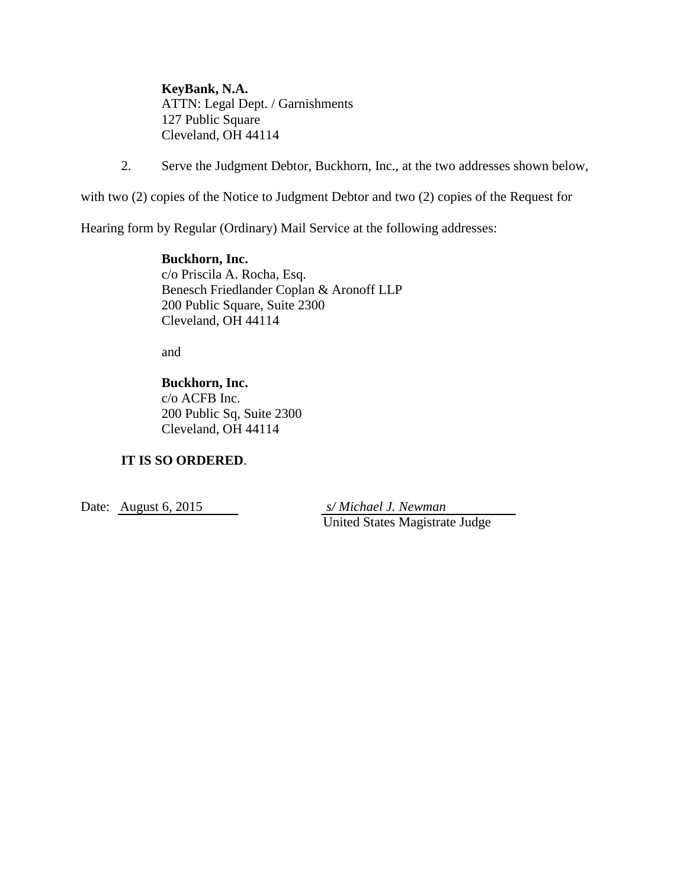**KeyBank, N.A.**
ATTN: Legal Dept. / Garnishments
127 Public Square
Cleveland, OH 44114

2. Serve the Judgment Debtor, Buckhorn, Inc., at the two addresses shown below, with two (2) copies of the Notice to Judgment Debtor and two (2) copies of the Request for Hearing form by Regular (Ordinary) Mail Service at the following addresses:

**Buckhorn, Inc.**
c/o Priscila A. Rocha, Esq.
Benesch Friedlander Coplan & Aronoff LLP
200 Public Square, Suite 2300
Cleveland, OH 44114

and

**Buckhorn, Inc.**
c/o ACFB Inc.
200 Public Sq, Suite 2300
Cleveland, OH 44114

**IT IS SO ORDERED**.

Date: August 6, 2015

*s/ Michael J. Newman*
United States Magistrate Judge